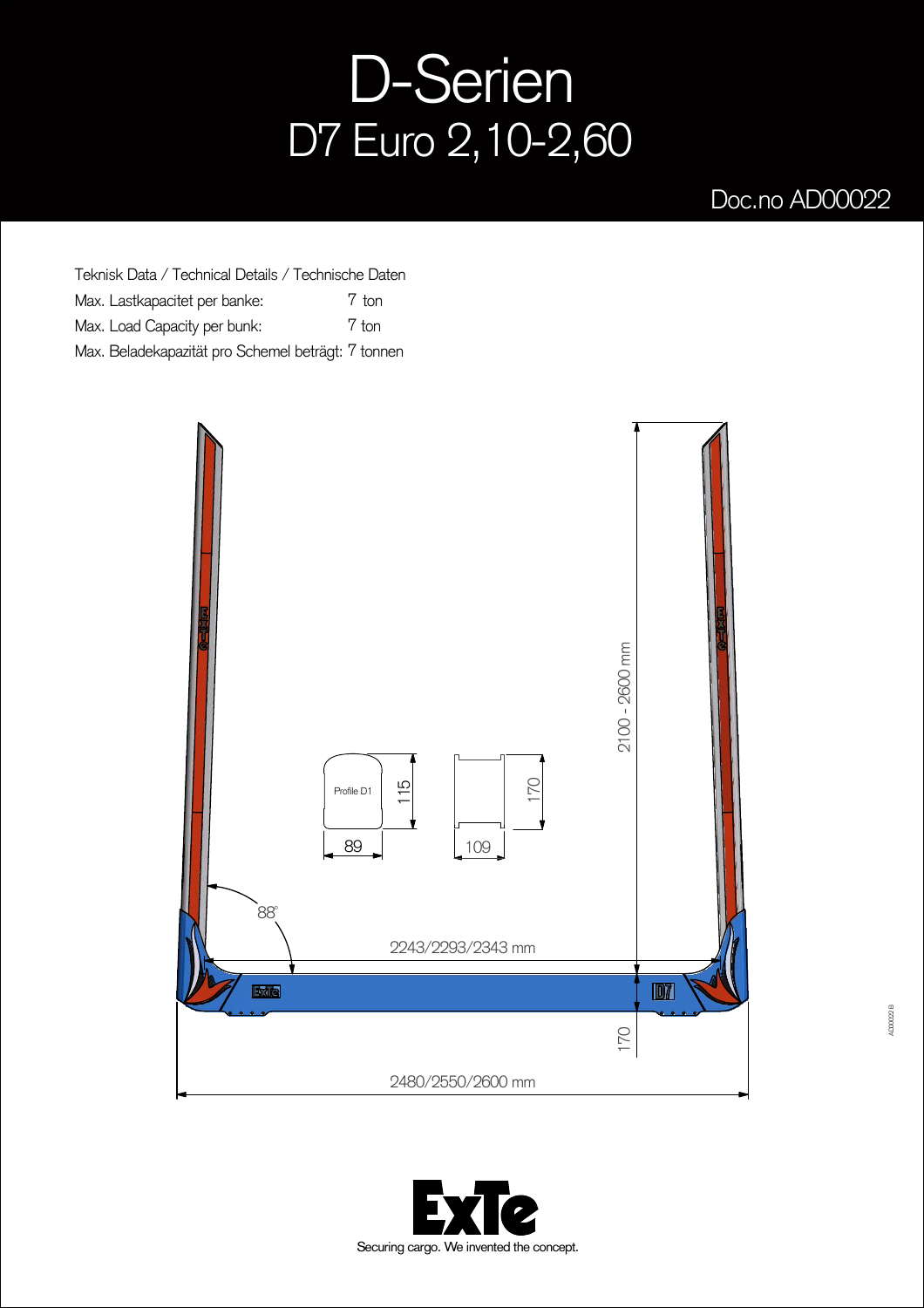# D-Serien

## D7 Euro 2,10-2,60

Doc.no AD00022

Teknisk Data / Technical Details / Technische Daten

| | |
|---|---|
| Max. Lastkapacitet per banke: | 7 ton |
| Max. Load Capacity per bunk: | 7 ton |
| Max. Beladekapazität pro Schemel beträgt: | 7 tonnen |

2100 - 2600 mm

Profile D1

115

89

170

109

88°

2243/2293/2343 mm

170

2480/2550/2600 mm

Securing cargo. We invented the concept.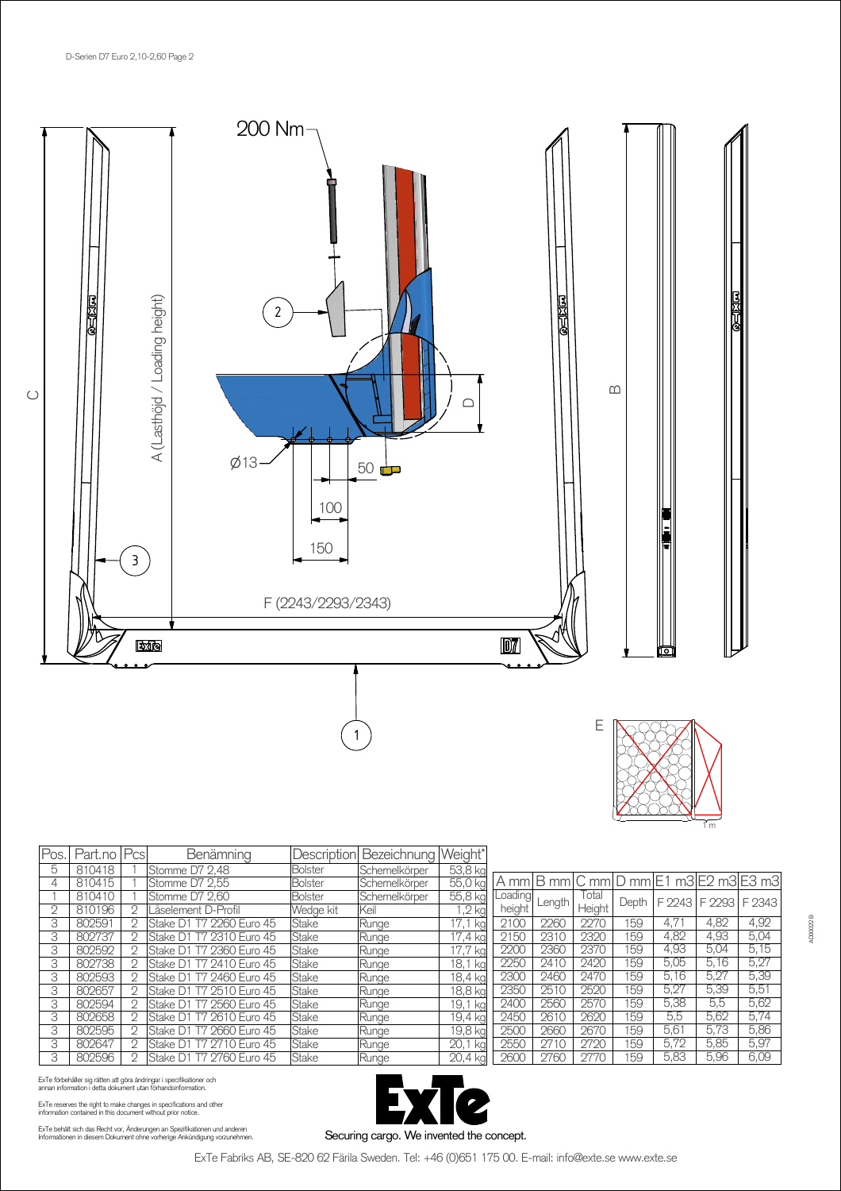200 Nm

A (Lasthöjd / Loading height)

C

B

D

Ø13

50

100

150

F (2243/2293/2343)

E

1 m

| Pos. | Part.no | Pcs | Benämning | Description | Bezeichnung | Weight* |
|---|---|---|---|---|---|---|
| 5 | 810418 | 1 | Stomme D7 2,48 | Bolster | Schemelkörper | 53,8 kg |
| 4 | 810415 | 1 | Stomme D7 2,55 | Bolster | Schemelkörper | 55,0 kg |
| 1 | 810410 | 1 | Stomme D7 2,60 | Bolster | Schemelkörper | 55,8 kg |
| 2 | 810196 | 2 | Låselement D-Profil | Wedge kit | Keil | 1,2 kg |
| 3 | 802591 | 2 | Stake D1 T7 2260 Euro 45 | Stake | Runge | 17,1 kg |
| 3 | 802737 | 2 | Stake D1 T7 2310 Euro 45 | Stake | Runge | 17,4 kg |
| 3 | 802592 | 2 | Stake D1 T7 2360 Euro 45 | Stake | Runge | 17,7 kg |
| 3 | 802738 | 2 | Stake D1 T7 2410 Euro 45 | Stake | Runge | 18,1 kg |
| 3 | 802593 | 2 | Stake D1 T7 2460 Euro 45 | Stake | Runge | 18,4 kg |
| 3 | 802657 | 2 | Stake D1 T7 2510 Euro 45 | Stake | Runge | 18,8 kg |
| 3 | 802594 | 2 | Stake D1 T7 2560 Euro 45 | Stake | Runge | 19,1 kg |
| 3 | 802658 | 2 | Stake D1 T7 2610 Euro 45 | Stake | Runge | 19,4 kg |
| 3 | 802595 | 2 | Stake D1 T7 2660 Euro 45 | Stake | Runge | 19,8 kg |
| 3 | 802647 | 2 | Stake D1 T7 2710 Euro 45 | Stake | Runge | 20,1 kg |
| 3 | 802596 | 2 | Stake D1 T7 2760 Euro 45 | Stake | Runge | 20,4 kg |

| A mm | B mm | C mm | D mm | E1 m3 | E2 m3 | E3 m3 |
|---|---|---|---|---|---|---|
| Loading height | Length | Total Height | Depth | F 2243 | F 2293 | F 2343 |
| 2100 | 2260 | 2270 | 159 | 4,71 | 4,82 | 4,92 |
| 2150 | 2310 | 2320 | 159 | 4,82 | 4,93 | 5,04 |
| 2200 | 2360 | 2370 | 159 | 4,93 | 5,04 | 5,15 |
| 2250 | 2410 | 2420 | 159 | 5,05 | 5,16 | 5,27 |
| 2300 | 2460 | 2470 | 159 | 5,16 | 5,27 | 5,39 |
| 2350 | 2510 | 2520 | 159 | 5,27 | 5,39 | 5,51 |
| 2400 | 2560 | 2570 | 159 | 5,38 | 5,5 | 5,62 |
| 2450 | 2610 | 2620 | 159 | 5,5 | 5,62 | 5,74 |
| 2500 | 2660 | 2670 | 159 | 5,61 | 5,73 | 5,86 |
| 2550 | 2710 | 2720 | 159 | 5,72 | 5,85 | 5,97 |
| 2600 | 2760 | 2770 | 159 | 5,83 | 5,96 | 6,09 |

A00022 B

ExTe förbehåller sig rätten att göra ändringar i specifikationer och annan information i detta dokument utan förhandsinformation.

ExTe reserves the right to make changes in specifications and other information contained in this document without prior notice.

ExTe behält sich das Recht vor, Änderungen an Spezifikationen und anderen Informationen in diesem Dokument ohne vorherige Ankündigung vorzunehmen.

ExTe

Securing cargo. We invented the concept.

ExTe Fabriks AB, SE-820 62 Färila Sweden. Tel: +46 (0)651 175 00. E-mail: info@exte.se www.exte.se